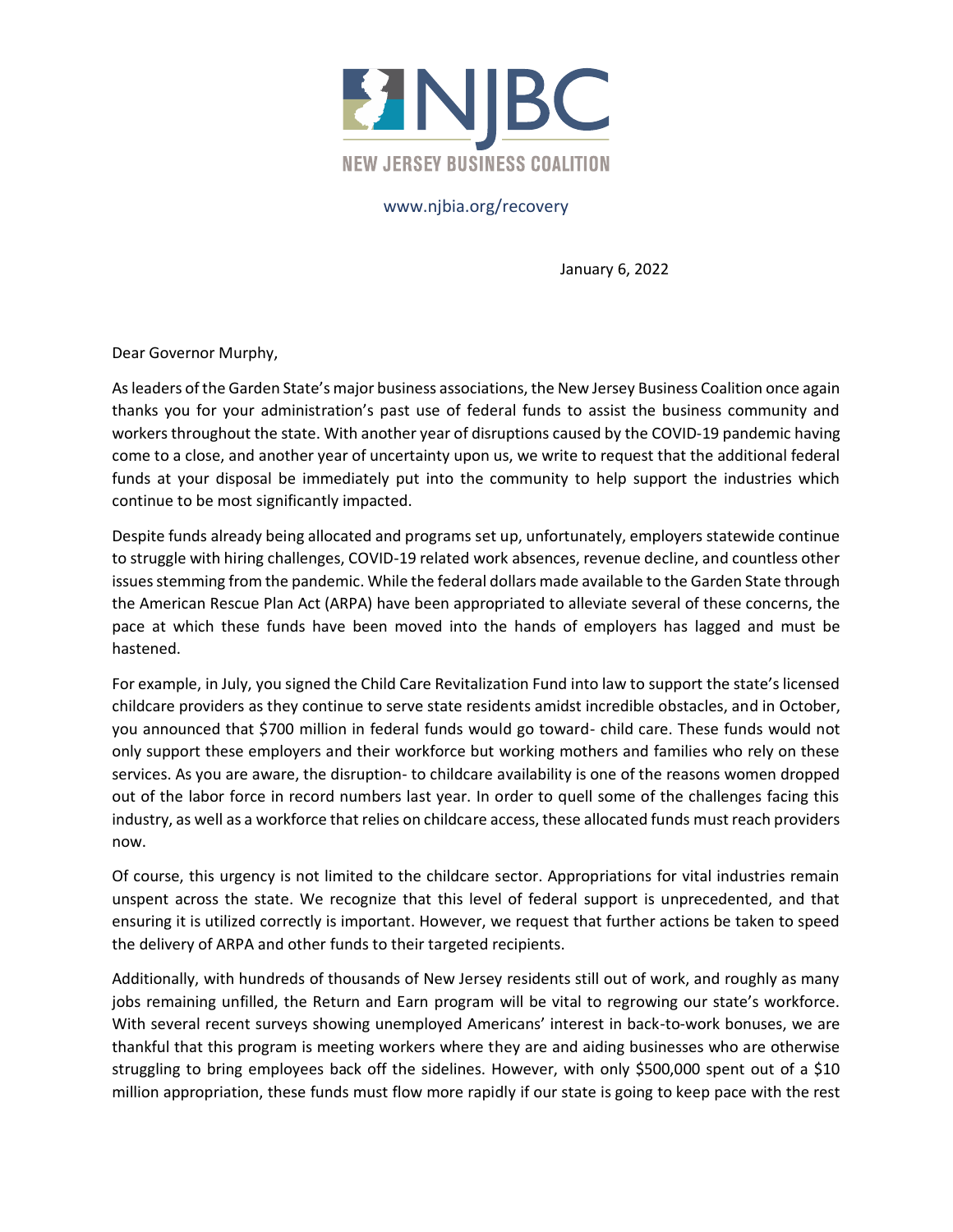NJBC

NEW JERSEY BUSINESS COALITION

www.njbia.org/recovery

January 6, 2022

Dear Governor Murphy,

As leaders of the Garden State's major business associations, the New Jersey Business Coalition once again thanks you for your administration's past use of federal funds to assist the business community and workers throughout the state. With another year of disruptions caused by the COVID-19 pandemic having come to a close, and another year of uncertainty upon us, we write to request that the additional federal funds at your disposal be immediately put into the community to help support the industries which continue to be most significantly impacted.

Despite funds already being allocated and programs set up, unfortunately, employers statewide continue to struggle with hiring challenges, COVID-19 related work absences, revenue decline, and countless other issues stemming from the pandemic. While the federal dollars made available to the Garden State through the American Rescue Plan Act (ARPA) have been appropriated to alleviate several of these concerns, the pace at which these funds have been moved into the hands of employers has lagged and must be hastened.

For example, in July, you signed the Child Care Revitalization Fund into law to support the state's licensed childcare providers as they continue to serve state residents amidst incredible obstacles, and in October, you announced that $700 million in federal funds would go toward- child care. These funds would not only support these employers and their workforce but working mothers and families who rely on these services. As you are aware, the disruption- to childcare availability is one of the reasons women dropped out of the labor force in record numbers last year. In order to quell some of the challenges facing this industry, as well as a workforce that relies on childcare access, these allocated funds must reach providers now.

Of course, this urgency is not limited to the childcare sector. Appropriations for vital industries remain unspent across the state. We recognize that this level of federal support is unprecedented, and that ensuring it is utilized correctly is important. However, we request that further actions be taken to speed the delivery of ARPA and other funds to their targeted recipients.

Additionally, with hundreds of thousands of New Jersey residents still out of work, and roughly as many jobs remaining unfilled, the Return and Earn program will be vital to regrowing our state's workforce. With several recent surveys showing unemployed Americans' interest in back-to-work bonuses, we are thankful that this program is meeting workers where they are and aiding businesses who are otherwise struggling to bring employees back off the sidelines. However, with only $500,000 spent out of a $10 million appropriation, these funds must flow more rapidly if our state is going to keep pace with the rest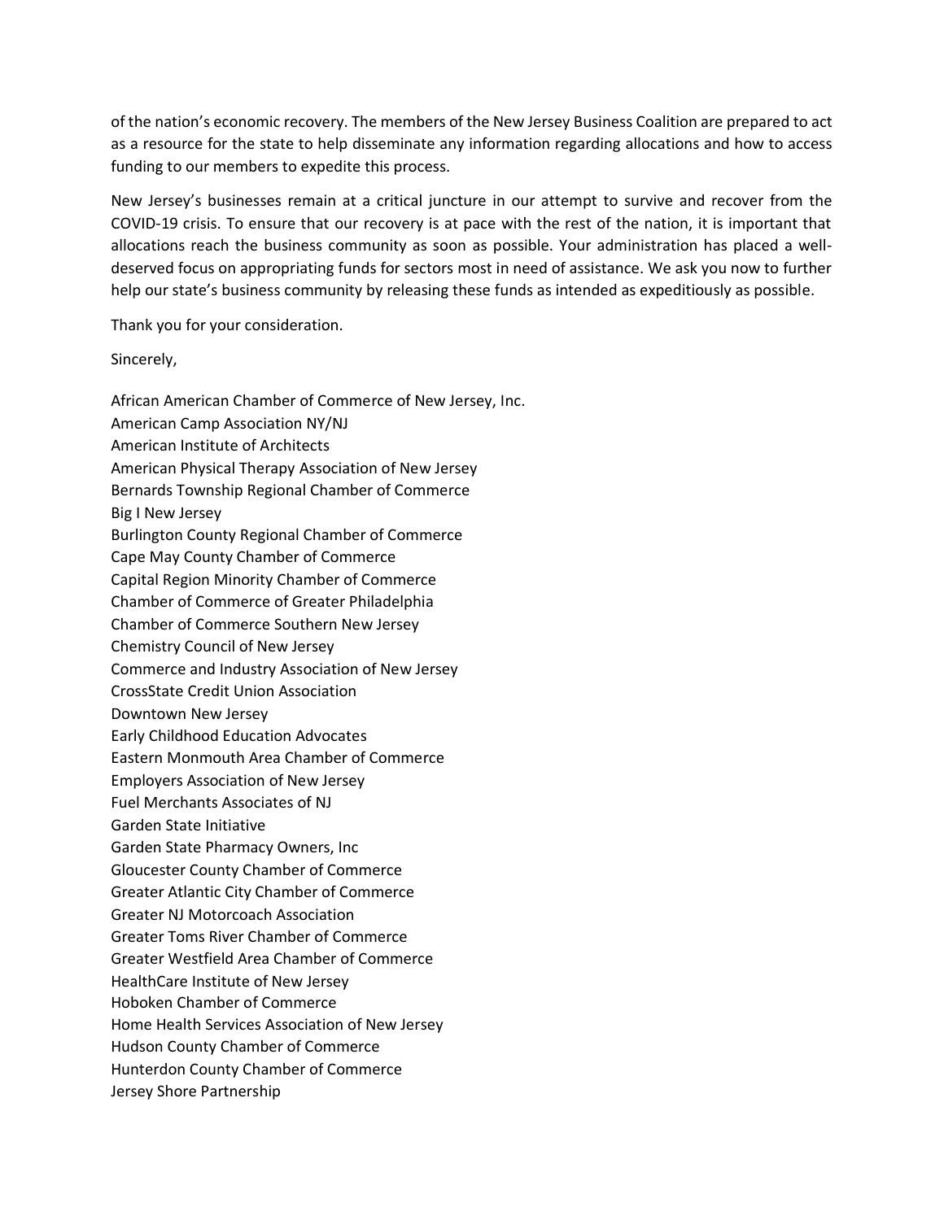of the nation's economic recovery. The members of the New Jersey Business Coalition are prepared to act as a resource for the state to help disseminate any information regarding allocations and how to access funding to our members to expedite this process.

New Jersey's businesses remain at a critical juncture in our attempt to survive and recover from the COVID-19 crisis. To ensure that our recovery is at pace with the rest of the nation, it is important that allocations reach the business community as soon as possible. Your administration has placed a well-deserved focus on appropriating funds for sectors most in need of assistance. We ask you now to further help our state's business community by releasing these funds as intended as expeditiously as possible.

Thank you for your consideration.

Sincerely,

African American Chamber of Commerce of New Jersey, Inc.
American Camp Association NY/NJ
American Institute of Architects
American Physical Therapy Association of New Jersey
Bernards Township Regional Chamber of Commerce
Big I New Jersey
Burlington County Regional Chamber of Commerce
Cape May County Chamber of Commerce
Capital Region Minority Chamber of Commerce
Chamber of Commerce of Greater Philadelphia
Chamber of Commerce Southern New Jersey
Chemistry Council of New Jersey
Commerce and Industry Association of New Jersey
CrossState Credit Union Association
Downtown New Jersey
Early Childhood Education Advocates
Eastern Monmouth Area Chamber of Commerce
Employers Association of New Jersey
Fuel Merchants Associates of NJ
Garden State Initiative
Garden State Pharmacy Owners, Inc
Gloucester County Chamber of Commerce
Greater Atlantic City Chamber of Commerce
Greater NJ Motorcoach Association
Greater Toms River Chamber of Commerce
Greater Westfield Area Chamber of Commerce
HealthCare Institute of New Jersey
Hoboken Chamber of Commerce
Home Health Services Association of New Jersey
Hudson County Chamber of Commerce
Hunterdon County Chamber of Commerce
Jersey Shore Partnership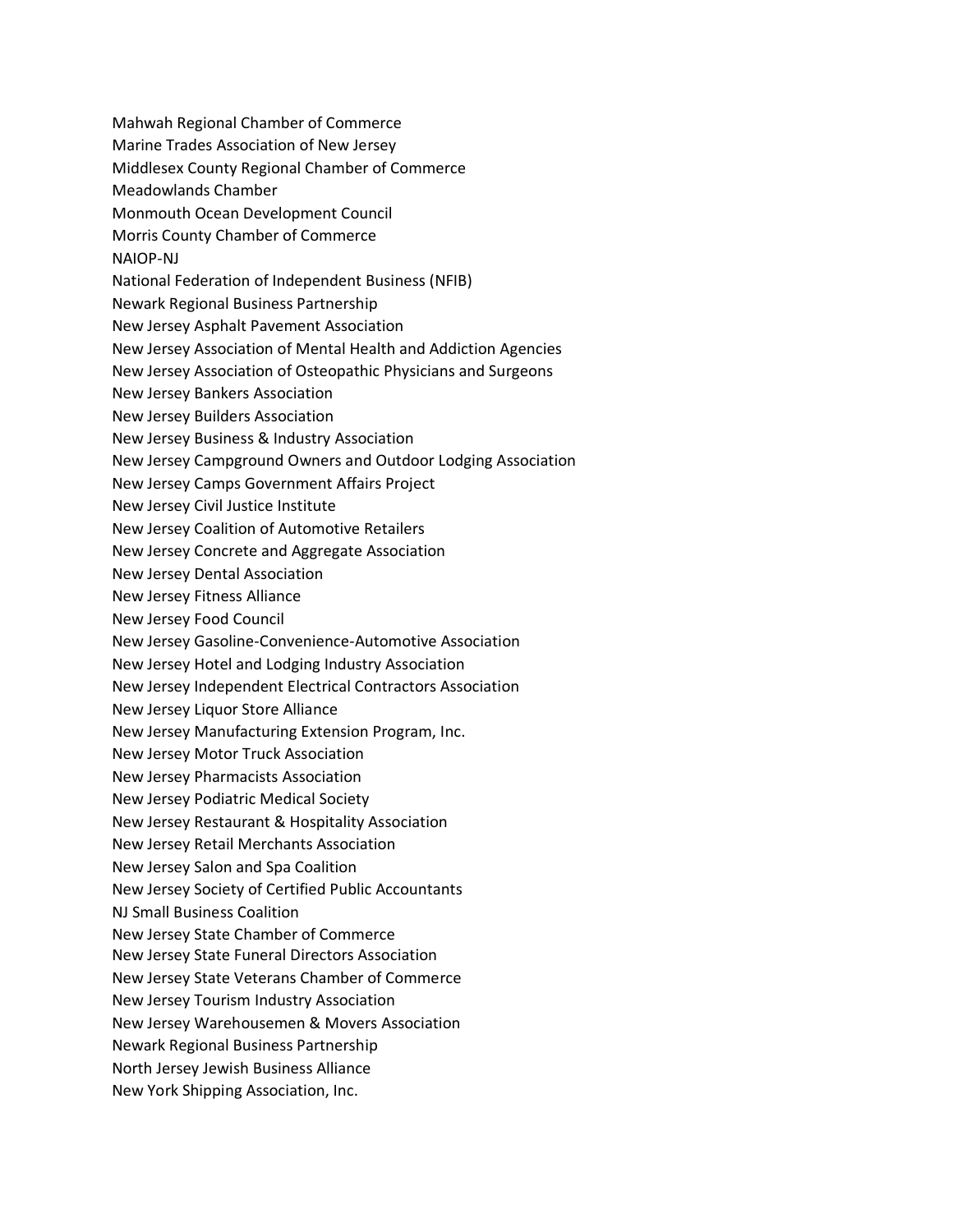Mahwah Regional Chamber of Commerce
Marine Trades Association of New Jersey
Middlesex County Regional Chamber of Commerce
Meadowlands Chamber
Monmouth Ocean Development Council
Morris County Chamber of Commerce
NAIOP-NJ
National Federation of Independent Business (NFIB)
Newark Regional Business Partnership
New Jersey Asphalt Pavement Association
New Jersey Association of Mental Health and Addiction Agencies
New Jersey Association of Osteopathic Physicians and Surgeons
New Jersey Bankers Association
New Jersey Builders Association
New Jersey Business & Industry Association
New Jersey Campground Owners and Outdoor Lodging Association
New Jersey Camps Government Affairs Project
New Jersey Civil Justice Institute
New Jersey Coalition of Automotive Retailers
New Jersey Concrete and Aggregate Association
New Jersey Dental Association
New Jersey Fitness Alliance
New Jersey Food Council
New Jersey Gasoline-Convenience-Automotive Association
New Jersey Hotel and Lodging Industry Association
New Jersey Independent Electrical Contractors Association
New Jersey Liquor Store Alliance
New Jersey Manufacturing Extension Program, Inc.
New Jersey Motor Truck Association
New Jersey Pharmacists Association
New Jersey Podiatric Medical Society
New Jersey Restaurant & Hospitality Association
New Jersey Retail Merchants Association
New Jersey Salon and Spa Coalition
New Jersey Society of Certified Public Accountants
NJ Small Business Coalition
New Jersey State Chamber of Commerce
New Jersey State Funeral Directors Association
New Jersey State Veterans Chamber of Commerce
New Jersey Tourism Industry Association
New Jersey Warehousemen & Movers Association
Newark Regional Business Partnership
North Jersey Jewish Business Alliance
New York Shipping Association, Inc.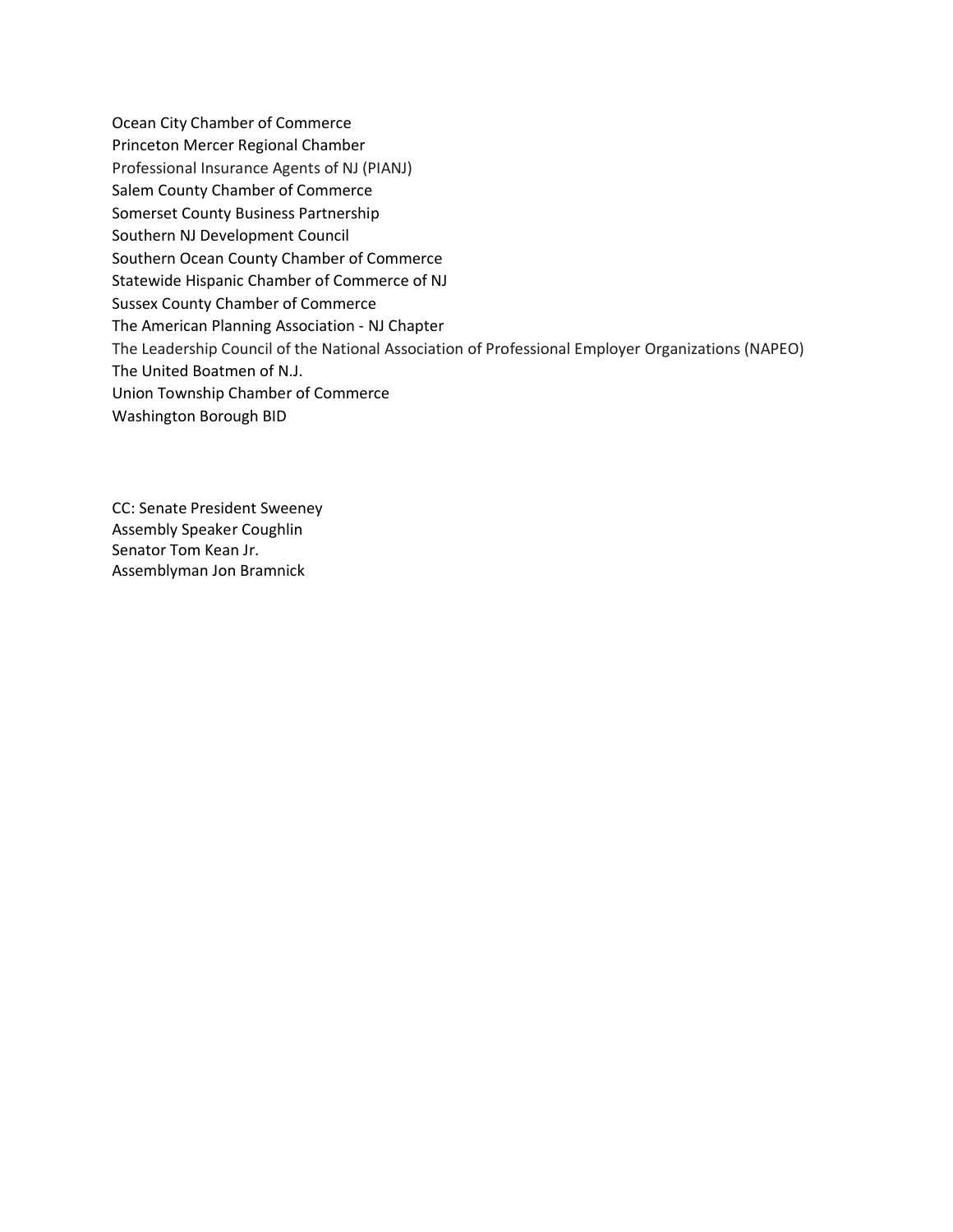Ocean City Chamber of Commerce
Princeton Mercer Regional Chamber
Professional Insurance Agents of NJ (PIANJ)
Salem County Chamber of Commerce
Somerset County Business Partnership
Southern NJ Development Council
Southern Ocean County Chamber of Commerce
Statewide Hispanic Chamber of Commerce of NJ
Sussex County Chamber of Commerce
The American Planning Association - NJ Chapter
The Leadership Council of the National Association of Professional Employer Organizations (NAPEO)
The United Boatmen of N.J.
Union Township Chamber of Commerce
Washington Borough BID

CC: Senate President Sweeney
Assembly Speaker Coughlin
Senator Tom Kean Jr.
Assemblyman Jon Bramnick